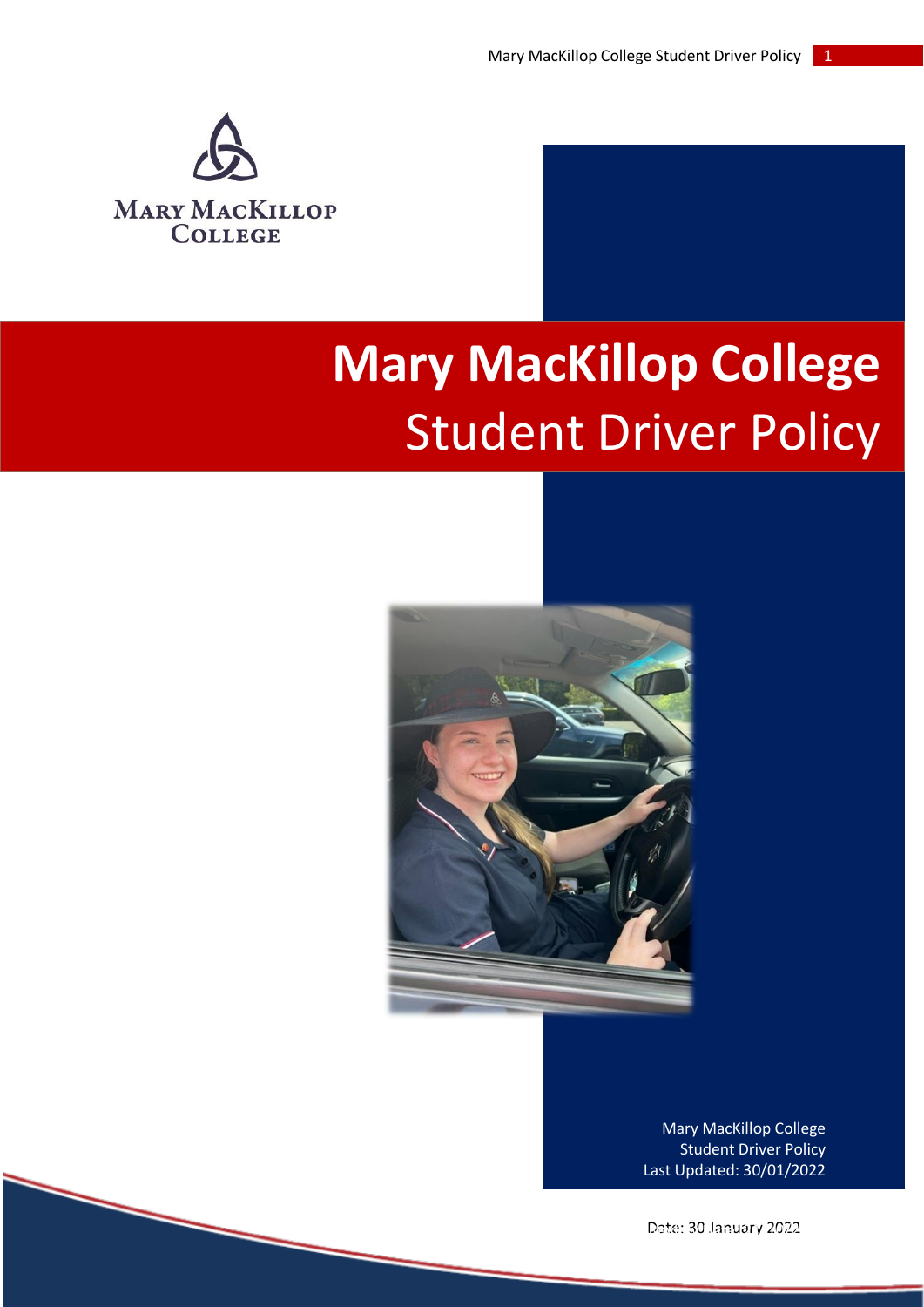Mary MacKillop College

# Mary MacKillop College

## Student Driver Policy

Mary MacKillop College
Student Driver Policy
Last Updated: 30/01/2022

Date: 30 January 2022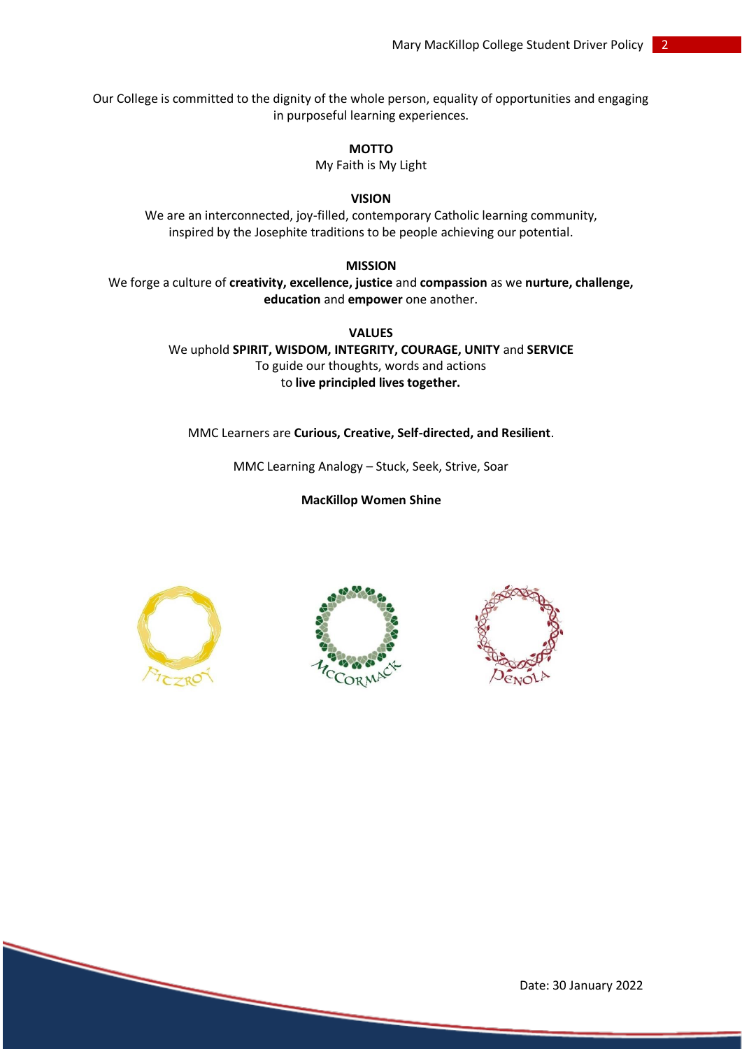Our College is committed to the dignity of the whole person, equality of opportunities and engaging in purposeful learning experiences.

**MOTTO**

My Faith is My Light

**VISION**

We are an interconnected, joy-filled, contemporary Catholic learning community, inspired by the Josephite traditions to be people achieving our potential.

**MISSION**

We forge a culture of **creativity, excellence, justice** and **compassion** as we **nurture, challenge, education** and **empower** one another.

**VALUES**

We uphold **SPIRIT, WISDOM, INTEGRITY, COURAGE, UNITY** and **SERVICE**
To guide our thoughts, words and actions
to **live principled lives together.**

MMC Learners are **Curious, Creative, Self-directed, and Resilient**.

MMC Learning Analogy – Stuck, Seek, Strive, Soar

**MacKillop Women Shine**

Fitzroy McCormack Penola

Date: 30 January 2022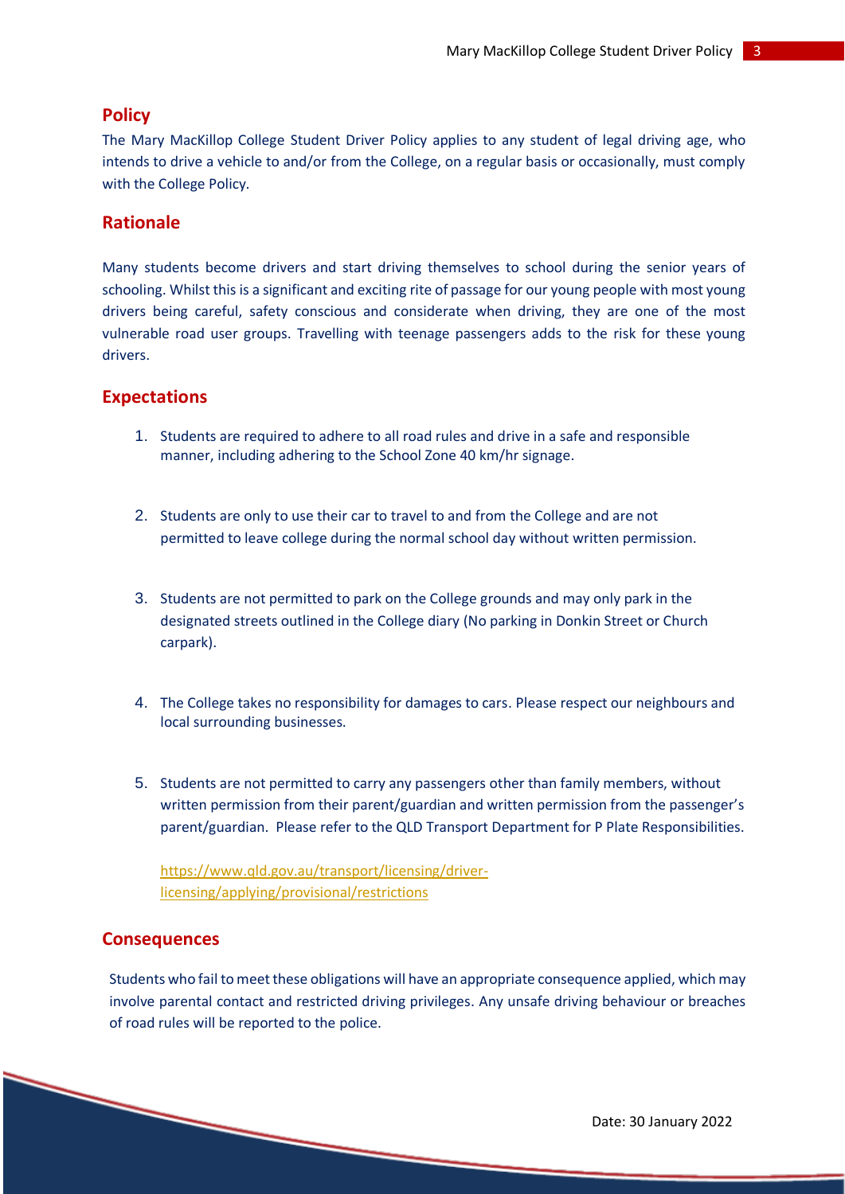## Policy

The Mary MacKillop College Student Driver Policy applies to any student of legal driving age, who intends to drive a vehicle to and/or from the College, on a regular basis or occasionally, must comply with the College Policy.

## Rationale

Many students become drivers and start driving themselves to school during the senior years of schooling. Whilst this is a significant and exciting rite of passage for our young people with most young drivers being careful, safety conscious and considerate when driving, they are one of the most vulnerable road user groups. Travelling with teenage passengers adds to the risk for these young drivers.

## Expectations

1. Students are required to adhere to all road rules and drive in a safe and responsible manner, including adhering to the School Zone 40 km/hr signage.

2. Students are only to use their car to travel to and from the College and are not permitted to leave college during the normal school day without written permission.

3. Students are not permitted to park on the College grounds and may only park in the designated streets outlined in the College diary (No parking in Donkin Street or Church carpark).

4. The College takes no responsibility for damages to cars. Please respect our neighbours and local surrounding businesses.

5. Students are not permitted to carry any passengers other than family members, without written permission from their parent/guardian and written permission from the passenger's parent/guardian. Please refer to the QLD Transport Department for P Plate Responsibilities.

   https://www.qld.gov.au/transport/licensing/driver-licensing/applying/provisional/restrictions

## Consequences

Students who fail to meet these obligations will have an appropriate consequence applied, which may involve parental contact and restricted driving privileges. Any unsafe driving behaviour or breaches of road rules will be reported to the police.

Date: 30 January 2022